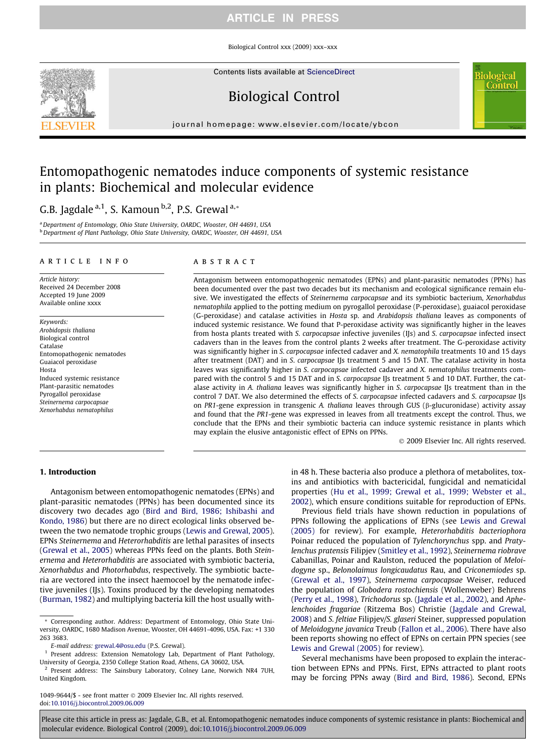# Entomopathogenic nematodes induce components of systemic resistance in plants: Biochemical and molecular evidence

G.B. Jagdale [a,1], S. Kamoun [b,2], P.S. Grewal [a,*]

[a] Department of Entomology, Ohio State University, OARDC, Wooster, OH 44691, USA
[b] Department of Plant Pathology, Ohio State University, OARDC, Wooster, OH 44691, USA

**ARTICLE INFO**

*Article history:*
Received 24 December 2008
Accepted 19 June 2009
Available online xxxx

*Keywords:*
*Arobidopsis thaliana*
Biological control
Catalase
Entomopathogenic nematodes
Guaiacol peroxidase
Hosta
Induced systemic resistance
Plant-parasitic nematodes
Pyrogallol peroxidase
*Steinernema carpocapsae*
*Xenorhabdus nematophilus*

**ABSTRACT**

Antagonism between entomopathogenic nematodes (EPNs) and plant-parasitic nematodes (PPNs) has been documented over the past two decades but its mechanism and ecological significance remain elusive. We investigated the effects of *Steinernema carpocapsae* and its symbiotic bacterium, *Xenorhabdus nematophila* applied to the potting medium on pyrogallol peroxidase (P-peroxidase), guaiacol peroxidase (G-peroxidase) and catalase activities in *Hosta* sp. and *Arabidopsis thaliana* leaves as components of induced systemic resistance. We found that P-peroxidase activity was significantly higher in the leaves from hosta plants treated with *S. carpocapsae* infective juveniles (IJs) and *S. carpocapsae* infected insect cadavers than in the leaves from the control plants 2 weeks after treatment. The G-peroxidase activity was significantly higher in *S. carpocapsae* infected cadaver and *X. nematophila* treatments 10 and 15 days after treatment (DAT) and in *S. carpocapsae* IJs treatment 5 and 15 DAT. The catalase activity in hosta leaves was significantly higher in *S. carpocapsae* infected cadaver and *X. nematophilus* treatments compared with the control 5 and 15 DAT and in *S. carpocapsae* IJs treatment 5 and 10 DAT. Further, the catalase activity in *A. thaliana* leaves was significantly higher in *S. carpocapsae* IJs treatment than in the control 7 DAT. We also determined the effects of *S. carpocapsae* infected cadavers and *S. carpocapsae* IJs on *PR1*-gene expression in transgenic *A. thaliana* leaves through GUS (β-glucuronidase) activity assay and found that the *PR1*-gene was expressed in leaves from all treatments except the control. Thus, we conclude that the EPNs and their symbiotic bacteria can induce systemic resistance in plants which may explain the elusive antagonistic effect of EPNs on PPNs.

© 2009 Elsevier Inc. All rights reserved.

## 1. Introduction

Antagonism between entomopathogenic nematodes (EPNs) and plant-parasitic nematodes (PPNs) has been documented since its discovery two decades ago (Bird and Bird, 1986; Ishibashi and Kondo, 1986) but there are no direct ecological links observed between the two nematode trophic groups (Lewis and Grewal, 2005). EPNs *Steinernema* and *Heterorhabditis* are lethal parasites of insects (Grewal et al., 2005) whereas PPNs feed on the plants. Both *Steinernema* and *Heterorhabditis* are associated with symbiotic bacteria, *Xenorhabdus* and *Photorhabdus*, respectively. The symbiotic bacteria are vectored into the insect haemocoel by the nematode infective juveniles (IJs). Toxins produced by the developing nematodes (Burman, 1982) and multiplying bacteria kill the host usually within 48 h. These bacteria also produce a plethora of metabolites, toxins and antibiotics with bactericidal, fungicidal and nematicidal properties (Hu et al., 1999; Grewal et al., 1999; Webster et al., 2002), which ensure conditions suitable for reproduction of EPNs.

Previous field trials have shown reduction in populations of PPNs following the applications of EPNs (see Lewis and Grewal (2005) for review). For example, *Heterorhabditis bacteriophora* Poinar reduced the population of *Tylenchorynchus* spp. and *Pratylenchus pratensis* Filipjev (Smitley et al., 1992), *Steinernema riobrave* Cabanillas, Poinar and Raulston, reduced the population of *Meloidogyne* sp., *Belonolaimus longicaudatus* Rau, and *Criconemiodes* sp. (Grewal et al., 1997), *Steinernema carpocapsae* Weiser, reduced the population of *Globodera rostochiensis* (Wollenweber) Behrens (Perry et al., 1998), *Trichodorus* sp. (Jagdale et al., 2002), and *Aphelenchoides fragariae* (Ritzema Bos) Christie (Jagdale and Grewal, 2008) and *S. feltiae* Filipjev/*S. glaseri* Steiner, suppressed population of *Meloidogyne javanica* Treub (Fallon et al., 2006). There have also been reports showing no effect of EPNs on certain PPN species (see Lewis and Grewal (2005) for review).

Several mechanisms have been proposed to explain the interaction between EPNs and PPNs. First, EPNs attracted to plant roots may be forcing PPNs away (Bird and Bird, 1986). Second, EPNs

---

\* Corresponding author. Address: Department of Entomology, Ohio State University, OARDC, 1680 Madison Avenue, Wooster, OH 44691-4096, USA. Fax: +1 330 263 3683.

*E-mail address:* grewal.4@osu.edu (P.S. Grewal).

[1] Present address: Extension Nematology Lab, Department of Plant Pathology, University of Georgia, 2350 College Station Road, Athens, GA 30602, USA.

[2] Present address: The Sainsbury Laboratory, Colney Lane, Norwich NR4 7UH, United Kingdom.

1049-9644/$ - see front matter © 2009 Elsevier Inc. All rights reserved.
doi:10.1016/j.biocontrol.2009.06.009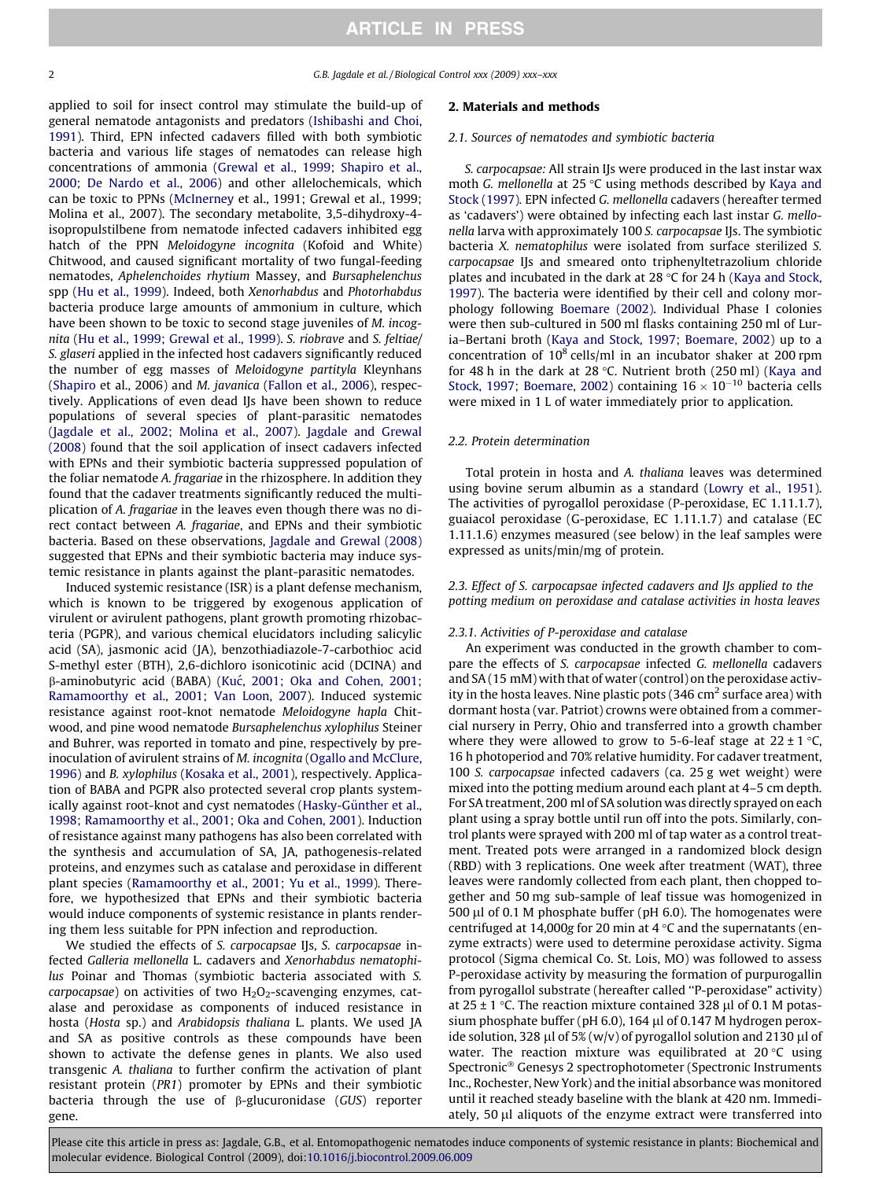applied to soil for insect control may stimulate the build-up of general nematode antagonists and predators (Ishibashi and Choi, 1991). Third, EPN infected cadavers filled with both symbiotic bacteria and various life stages of nematodes can release high concentrations of ammonia (Grewal et al., 1999; Shapiro et al., 2000; De Nardo et al., 2006) and other allelochemicals, which can be toxic to PPNs (McInerney et al., 1991; Grewal et al., 1999; Molina et al., 2007). The secondary metabolite, 3,5-dihydroxy-4-isopropulstilbene from nematode infected cadavers inhibited egg hatch of the PPN *Meloidogyne incognita* (Kofoid and White) Chitwood, and caused significant mortality of two fungal-feeding nematodes, *Aphelenchoides rhytium* Massey, and *Bursaphelenchus* spp (Hu et al., 1999). Indeed, both *Xenorhabdus* and *Photorhabdus* bacteria produce large amounts of ammonium in culture, which have been shown to be toxic to second stage juveniles of *M. incognita* (Hu et al., 1999; Grewal et al., 1999). *S. riobrave* and *S. feltiae/S. glaseri* applied in the infected host cadavers significantly reduced the number of egg masses of *Meloidogyne partityla* Kleynhans (Shapiro et al., 2006) and *M. javanica* (Fallon et al., 2006), respectively. Applications of even dead IJs have been shown to reduce populations of several species of plant-parasitic nematodes (Jagdale et al., 2002; Molina et al., 2007). Jagdale and Grewal (2008) found that the soil application of insect cadavers infected with EPNs and their symbiotic bacteria suppressed population of the foliar nematode *A. fragariae* in the rhizosphere. In addition they found that the cadaver treatments significantly reduced the multiplication of *A. fragariae* in the leaves even though there was no direct contact between *A. fragariae*, and EPNs and their symbiotic bacteria. Based on these observations, Jagdale and Grewal (2008) suggested that EPNs and their symbiotic bacteria may induce systemic resistance in plants against the plant-parasitic nematodes.

Induced systemic resistance (ISR) is a plant defense mechanism, which is known to be triggered by exogenous application of virulent or avirulent pathogens, plant growth promoting rhizobacteria (PGPR), and various chemical elucidators including salicylic acid (SA), jasmonic acid (JA), benzothiadiazole-7-carbothioc acid S-methyl ester (BTH), 2,6-dichloro isonicotinic acid (DCINA) and β-aminobutyric acid (BABA) (Kuć, 2001; Oka and Cohen, 2001; Ramamoorthy et al., 2001; Van Loon, 2007). Induced systemic resistance against root-knot nematode *Meloidogyne hapla* Chitwood, and pine wood nematode *Bursaphelenchus xylophilus* Steiner and Buhrer, was reported in tomato and pine, respectively by preinoculation of avirulent strains of *M. incognita* (Ogallo and McClure, 1996) and *B. xylophilus* (Kosaka et al., 2001), respectively. Application of BABA and PGPR also protected several crop plants systemically against root-knot and cyst nematodes (Hasky-Gűnther et al., 1998; Ramamoorthy et al., 2001; Oka and Cohen, 2001). Induction of resistance against many pathogens has also been correlated with the synthesis and accumulation of SA, JA, pathogenesis-related proteins, and enzymes such as catalase and peroxidase in different plant species (Ramamoorthy et al., 2001; Yu et al., 1999). Therefore, we hypothesized that EPNs and their symbiotic bacteria would induce components of systemic resistance in plants rendering them less suitable for PPN infection and reproduction.

We studied the effects of *S. carpocapsae* IJs, *S. carpocapsae* infected *Galleria mellonella* L. cadavers and *Xenorhabdus nematophilus* Poinar and Thomas (symbiotic bacteria associated with *S. carpocapsae*) on activities of two $H_2O_2$-scavenging enzymes, catalase and peroxidase as components of induced resistance in hosta (*Hosta* sp.) and *Arabidopsis thaliana* L. plants. We used JA and SA as positive controls as these compounds have been shown to activate the defense genes in plants. We also used transgenic *A. thaliana* to further confirm the activation of plant resistant protein (*PR1*) promoter by EPNs and their symbiotic bacteria through the use of β-glucuronidase (*GUS*) reporter gene.

## 2. Materials and methods

### 2.1. Sources of nematodes and symbiotic bacteria

*S. carpocapsae:* All strain IJs were produced in the last instar wax moth *G. mellonella* at 25 °C using methods described by Kaya and Stock (1997). EPN infected *G. mellonella* cadavers (hereafter termed as 'cadavers') were obtained by infecting each last instar *G. mellonella* larva with approximately 100 *S. carpocapsae* IJs. The symbiotic bacteria *X. nematophilus* were isolated from surface sterilized *S. carpocapsae* IJs and smeared onto triphenyltetrazolium chloride plates and incubated in the dark at 28 °C for 24 h (Kaya and Stock, 1997). The bacteria were identified by their cell and colony morphology following Boemare (2002). Individual Phase I colonies were then sub-cultured in 500 ml flasks containing 250 ml of Luria–Bertani broth (Kaya and Stock, 1997; Boemare, 2002) up to a concentration of $10^8$ cells/ml in an incubator shaker at 200 rpm for 48 h in the dark at 28 °C. Nutrient broth (250 ml) (Kaya and Stock, 1997; Boemare, 2002) containing $16 \times 10^{-10}$ bacteria cells were mixed in 1 L of water immediately prior to application.

### 2.2. Protein determination

Total protein in hosta and *A. thaliana* leaves was determined using bovine serum albumin as a standard (Lowry et al., 1951). The activities of pyrogallol peroxidase (P-peroxidase, EC 1.11.1.7), guaiacol peroxidase (G-peroxidase, EC 1.11.1.7) and catalase (EC 1.11.1.6) enzymes measured (see below) in the leaf samples were expressed as units/min/mg of protein.

### 2.3. Effect of S. carpocapsae infected cadavers and IJs applied to the potting medium on peroxidase and catalase activities in hosta leaves

#### 2.3.1. Activities of P-peroxidase and catalase

An experiment was conducted in the growth chamber to compare the effects of *S. carpocapsae* infected *G. mellonella* cadavers and SA (15 mM) with that of water (control) on the peroxidase activity in the hosta leaves. Nine plastic pots (346 $cm^2$ surface area) with dormant hosta (var. Patriot) crowns were obtained from a commercial nursery in Perry, Ohio and transferred into a growth chamber where they were allowed to grow to 5-6-leaf stage at 22 ± 1 °C, 16 h photoperiod and 70% relative humidity. For cadaver treatment, 100 *S. carpocapsae* infected cadavers (ca. 25 g wet weight) were mixed into the potting medium around each plant at 4–5 cm depth. For SA treatment, 200 ml of SA solution was directly sprayed on each plant using a spray bottle until run off into the pots. Similarly, control plants were sprayed with 200 ml of tap water as a control treatment. Treated pots were arranged in a randomized block design (RBD) with 3 replications. One week after treatment (WAT), three leaves were randomly collected from each plant, then chopped together and 50 mg sub-sample of leaf tissue was homogenized in 500 μl of 0.1 M phosphate buffer (pH 6.0). The homogenates were centrifuged at 14,000*g* for 20 min at 4 °C and the supernatants (enzyme extracts) were used to determine peroxidase activity. Sigma protocol (Sigma chemical Co. St. Lois, MO) was followed to assess P-peroxidase activity by measuring the formation of purpurogallin from pyrogallol substrate (hereafter called "P-peroxidase" activity) at 25 ± 1 °C. The reaction mixture contained 328 μl of 0.1 M potassium phosphate buffer (pH 6.0), 164 μl of 0.147 M hydrogen peroxide solution, 328 μl of 5% (w/v) of pyrogallol solution and 2130 μl of water. The reaction mixture was equilibrated at 20 °C using Spectronic® Genesys 2 spectrophotometer (Spectronic Instruments Inc., Rochester, New York) and the initial absorbance was monitored until it reached steady baseline with the blank at 420 nm. Immediately, 50 μl aliquots of the enzyme extract were transferred into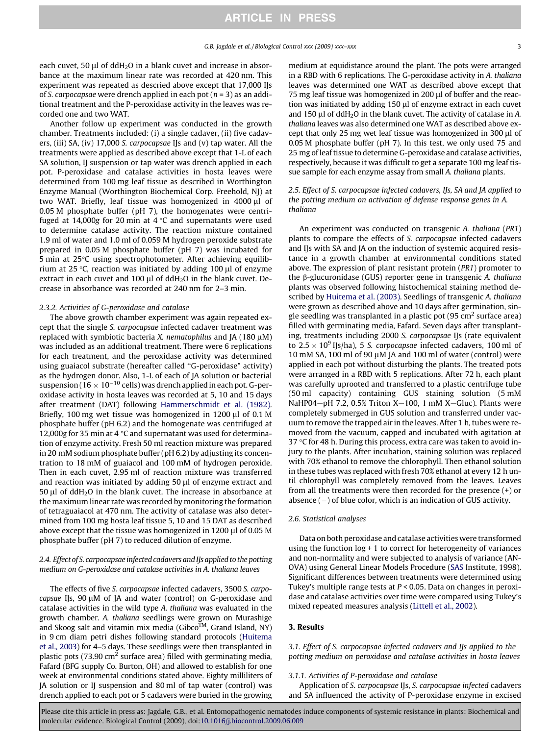each cuvet, 50 μl of $ddH_2O$ in a blank cuvet and increase in absorbance at the maximum linear rate was recorded at 420 nm. This experiment was repeated as descried above except that 17,000 IJs of *S. carpocapsae* were drench applied in each pot ($n = 3$) as an additional treatment and the P-peroxidase activity in the leaves was recorded one and two WAT.

Another follow up experiment was conducted in the growth chamber. Treatments included: (i) a single cadaver, (ii) five cadavers, (iii) SA, (iv) 17,000 *S. carpocapsae* IJs and (v) tap water. All the treatments were applied as described above except that 1-L of each SA solution, IJ suspension or tap water was drench applied in each pot. P-peroxidase and catalase activities in hosta leaves were determined from 100 mg leaf tissue as described in Worthington Enzyme Manual (Worthington Biochemical Corp. Freehold, NJ) at two WAT. Briefly, leaf tissue was homogenized in 4000 μl of 0.05 M phosphate buffer (pH 7), the homogenates were centrifuged at 14,000*g* for 20 min at 4 °C and supernatants were used to determine catalase activity. The reaction mixture contained 1.9 ml of water and 1.0 ml of 0.059 M hydrogen peroxide substrate prepared in 0.05 M phosphate buffer (pH 7) was incubated for 5 min at 25°C using spectrophotometer. After achieving equilibrium at 25 °C, reaction was initiated by adding 100 μl of enzyme extract in each cuvet and 100 μl of $ddH_2O$ in the blank cuvet. Decrease in absorbance was recorded at 240 nm for 2–3 min.

#### 2.3.2. Activities of G-peroxidase and catalase

The above growth chamber experiment was again repeated except that the single *S. carpocapsae* infected cadaver treatment was replaced with symbiotic bacteria *X. nematophilus* and JA (180 μM) was included as an additional treatment. There were 6 replications for each treatment, and the peroxidase activity was determined using guaiacol substrate (hereafter called "G-peroxidase" activity) as the hydrogen donor. Also, 1-L of each of JA solution or bacterial suspension ($16 \times 10^{-10}$ cells) was drench applied in each pot. G-peroxidase activity in hosta leaves was recorded at 5, 10 and 15 days after treatment (DAT) following Hammerschmidt et al. (1982). Briefly, 100 mg wet tissue was homogenized in 1200 μl of 0.1 M phosphate buffer (pH 6.2) and the homogenate was centrifuged at 12,000*g* for 35 min at 4 °C and supernatant was used for determination of enzyme activity. Fresh 50 ml reaction mixture was prepared in 20 mM sodium phosphate buffer (pH 6.2) by adjusting its concentration to 18 mM of guaiacol and 100 mM of hydrogen peroxide. Then in each cuvet, 2.95 ml of reaction mixture was transferred and reaction was initiated by adding 50 μl of enzyme extract and 50 μl of $ddH_2O$ in the blank cuvet. The increase in absorbance at the maximum linear rate was recorded by monitoring the formation of tetraguaiacol at 470 nm. The activity of catalase was also determined from 100 mg hosta leaf tissue 5, 10 and 15 DAT as described above except that the tissue was homogenized in 1200 μl of 0.05 M phosphate buffer (pH 7) to reduced dilution of enzyme.

### 2.4. Effect of *S. carpocapsae* infected cadavers and IJs applied to the potting medium on G-peroxidase and catalase activities in *A. thaliana* leaves

The effects of five *S. carpocapsae* infected cadavers, 3500 *S. carpocapsae* IJs, 90 μM of JA and water (control) on G-peroxidase and catalase activities in the wild type *A. thaliana* was evaluated in the growth chamber. *A. thaliana* seedlings were grown on Murashige and Skoog salt and vitamin mix media (Gibco™, Grand Island, NY) in 9 cm diam petri dishes following standard protocols (Huitema et al., 2003) for 4–5 days. These seedlings were then transplanted in plastic pots (73.90 $cm^2$ surface area) filled with germinating media, Fafard (BFG supply Co. Burton, OH) and allowed to establish for one week at environmental conditions stated above. Eighty milliliters of JA solution or IJ suspension and 80 ml of tap water (control) was drench applied to each pot or 5 cadavers were buried in the growing medium at equidistance around the plant. The pots were arranged in a RBD with 6 replications. The G-peroxidase activity in *A. thaliana* leaves was determined one WAT as described above except that 75 mg leaf tissue was homogenized in 200 μl of buffer and the reaction was initiated by adding 150 μl of enzyme extract in each cuvet and 150 μl of $ddH_2O$ in the blank cuvet. The activity of catalase in *A. thaliana* leaves was also determined one WAT as described above except that only 25 mg wet leaf tissue was homogenized in 300 μl of 0.05 M phosphate buffer (pH 7). In this test, we only used 75 and 25 mg of leaf tissue to determine G-peroxidase and catalase activities, respectively, because it was difficult to get a separate 100 mg leaf tissue sample for each enzyme assay from small *A. thaliana* plants.

### 2.5. Effect of *S. carpocapsae* infected cadavers, IJs, SA and JA applied to the potting medium on activation of defense response genes in *A. thaliana*

An experiment was conducted on transgenic *A. thaliana* (*PR1*) plants to compare the effects of *S. carpocapsae* infected cadavers and IJs with SA and JA on the induction of systemic acquired resistance in a growth chamber at environmental conditions stated above. The expression of plant resistant protein (*PR1*) promoter to the β-glucuronidase (GUS) reporter gene in transgenic *A. thaliana* plants was observed following histochemical staining method described by Huitema et al. (2003). Seedlings of transgenic *A. thaliana* were grown as described above and 10 days after germination, single seedling was transplanted in a plastic pot (95 $cm^2$ surface area) filled with germinating media, Fafard. Seven days after transplanting, treatments including 2000 *S. carpocapsae* IJs (rate equivalent to $2.5 \times 10^9$ IJs/ha), 5 *S. carpocapsae* infected cadavers, 100 ml of 10 mM SA, 100 ml of 90 μM JA and 100 ml of water (control) were applied in each pot without disturbing the plants. The treated pots were arranged in a RBD with 5 replications. After 72 h, each plant was carefully uprooted and transferred to a plastic centrifuge tube (50 ml capacity) containing GUS staining solution (5 mM NaHP04—pH 7.2, 0.5% Triton X—100, 1 mM X—Gluc). Plants were completely submerged in GUS solution and transferred under vacuum to remove the trapped air in the leaves. After 1 h, tubes were removed from the vacuum, capped and incubated with agitation at 37 °C for 48 h. During this process, extra care was taken to avoid injury to the plants. After incubation, staining solution was replaced with 70% ethanol to remove the chlorophyll. Then ethanol solution in these tubes was replaced with fresh 70% ethanol at every 12 h until chlorophyll was completely removed from the leaves. Leaves from all the treatments were then recorded for the presence (+) or absence (−) of blue color, which is an indication of GUS activity.

### 2.6. Statistical analyses

Data on both peroxidase and catalase activities were transformed using the function log + 1 to correct for heterogeneity of variances and non-normality and were subjected to analysis of variance (ANOVA) using General Linear Models Procedure (SAS Institute, 1998). Significant differences between treatments were determined using Tukey's multiple range tests at $P < 0.05$. Data on changes in peroxidase and catalase activities over time were compared using Tukey's mixed repeated measures analysis (Littell et al., 2002).

## 3. Results

### 3.1. Effect of *S. carpocapsae* infected cadavers and IJs applied to the potting medium on peroxidase and catalase activities in hosta leaves

#### 3.1.1. Activities of P-peroxidase and catalase

Application of *S. carpocapsae* IJs, *S. carpocapsae infected* cadavers and SA influenced the activity of P-peroxidase enzyme in excised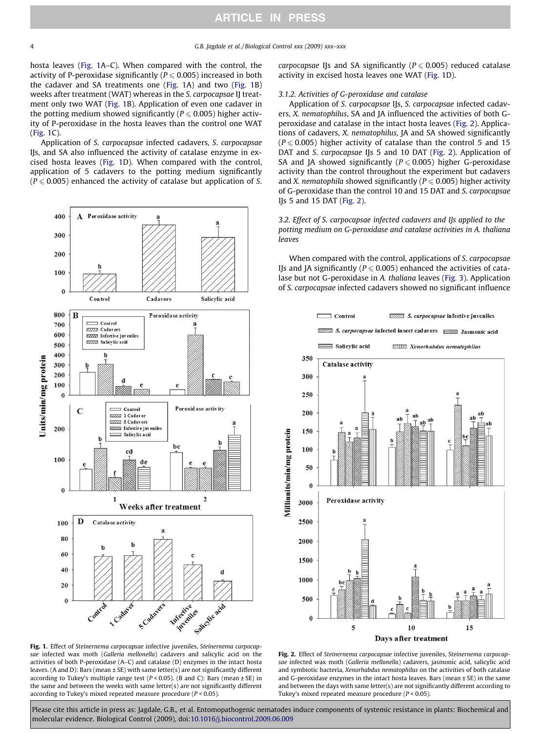hosta leaves (Fig. 1A–C). When compared with the control, the activity of P-peroxidase significantly ($P \leqslant 0.005$) increased in both the cadaver and SA treatments one (Fig. 1A) and two (Fig. 1B) weeks after treatment (WAT) whereas in the *S. carpocapsae* IJ treatment only two WAT (Fig. 1B). Application of even one cadaver in the potting medium showed significantly ($P \leqslant 0.005$) higher activity of P-peroxidase in the hosta leaves than the control one WAT (Fig. 1C).

Application of *S. carpocapsae* infected cadavers, *S. carpocapsae* IJs, and SA also influenced the activity of catalase enzyme in excised hosta leaves (Fig. 1D). When compared with the control, application of 5 cadavers to the potting medium significantly ($P \leqslant 0.005$) enhanced the activity of catalase but application of *S. carpocapsae* IJs and SA significantly ($P \leqslant 0.005$) reduced catalase activity in excised hosta leaves one WAT (Fig. 1D).

Fig. 1. Effect of *Steinernema carpocapsae* infective juveniles, *Steinernema carpocapsae* infected wax moth (*Galleria mellonella*) cadavers and salicylic acid on the activities of both P-peroxidase (A–C) and catalase (D) enzymes in the intact hosta leaves. (A and D): Bars (mean ± SE) with same letter(s) are not significantly different according to Tukey's multiple range test ($P < 0.05$). (B and C): Bars (mean ± SE) in the same and between the weeks with same letter(s) are not significantly different according to Tukey's mixed repeated measure procedure ($P < 0.05$).

### 3.1.2. Activities of G-peroxidase and catalase

Application of *S. carpocapsae* IJs, *S. carpocapsae* infected cadavers, *X. nematophilus*, SA and JA influenced the activities of both G-peroxidase and catalase in the intact hosta leaves (Fig. 2). Applications of cadavers, *X. nematophilus*, JA and SA showed significantly ($P \leqslant 0.005$) higher activity of catalase than the control 5 and 15 DAT and *S. carpocapsae* IJs 5 and 10 DAT (Fig. 2). Application of SA and JA showed significantly ($P \leqslant 0.005$) higher G-peroxidase activity than the control throughout the experiment but cadavers and *X. nematophila* showed significantly ($P \leqslant 0.005$) higher activity of G-peroxidase than the control 10 and 15 DAT and *S. carpocapsae* IJs 5 and 15 DAT (Fig. 2).

## 3.2. Effect of *S. carpocapsae* infected cadavers and IJs applied to the potting medium on G-peroxidase and catalase activities in *A. thaliana* leaves

When compared with the control, applications of *S. carpocapsae* IJs and JA significantly ($P \leqslant 0.005$) enhanced the activities of catalase but not G-peroxidase in *A. thaliana* leaves (Fig. 3). Application of *S. carpocapsae* infected cadavers showed no significant influence

Fig. 2. Effect of *Steinernema carpocapsae* infective juveniles, *Steinernema carpocapsae* infected wax moth (*Galleria mellonella*) cadavers, jasmonic acid, salicylic acid and symbiotic bacteria, *Xenorhabdus nematophilus* on the activities of both catalase and G-peroxidase enzymes in the intact hosta leaves. Bars (mean ± SE) in the same and between the days with same letter(s) are not significantly different according to Tukey's mixed repeated measure procedure ($P < 0.05$).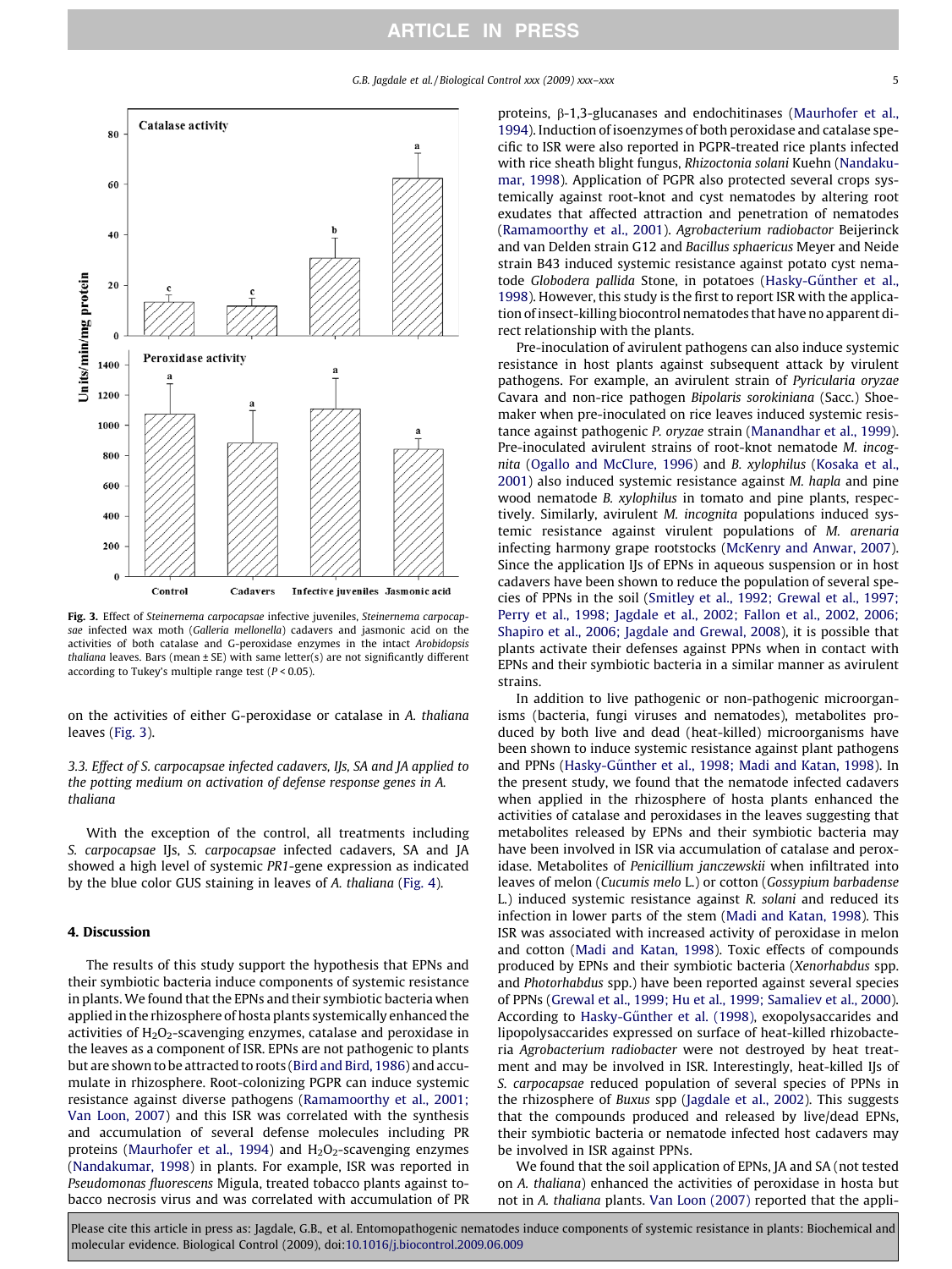**Fig. 3.** Effect of *Steinernema carpocapsae* infective juveniles, *Steinernema carpocapsae* infected wax moth (*Galleria mellonella*) cadavers and jasmonic acid on the activities of both catalase and G-peroxidase enzymes in the intact *Arobidopsis thaliana* leaves. Bars (mean ± SE) with same letter(s) are not significantly different according to Tukey's multiple range test ($P < 0.05$).

on the activities of either G-peroxidase or catalase in *A. thaliana* leaves (Fig. 3).

### 3.3. Effect of *S. carpocapsae* infected cadavers, IJs, SA and JA applied to the potting medium on activation of defense response genes in *A. thaliana*

With the exception of the control, all treatments including *S. carpocapsae* IJs, *S. carpocapsae* infected cadavers, SA and JA showed a high level of systemic *PR1*-gene expression as indicated by the blue color GUS staining in leaves of *A. thaliana* (Fig. 4).

## 4. Discussion

The results of this study support the hypothesis that EPNs and their symbiotic bacteria induce components of systemic resistance in plants. We found that the EPNs and their symbiotic bacteria when applied in the rhizosphere of hosta plants systemically enhanced the activities of $H_2O_2$-scavenging enzymes, catalase and peroxidase in the leaves as a component of ISR. EPNs are not pathogenic to plants but are shown to be attracted to roots (Bird and Bird, 1986) and accumulate in rhizosphere. Root-colonizing PGPR can induce systemic resistance against diverse pathogens (Ramamoorthy et al., 2001; Van Loon, 2007) and this ISR was correlated with the synthesis and accumulation of several defense molecules including PR proteins (Maurhofer et al., 1994) and $H_2O_2$-scavenging enzymes (Nandakumar, 1998) in plants. For example, ISR was reported in *Pseudomonas fluorescens* Migula, treated tobacco plants against tobacco necrosis virus and was correlated with accumulation of PR proteins, β-1,3-glucanases and endochitinases (Maurhofer et al., 1994). Induction of isoenzymes of both peroxidase and catalase specific to ISR were also reported in PGPR-treated rice plants infected with rice sheath blight fungus, *Rhizoctonia solani* Kuehn (Nandakumar, 1998). Application of PGPR also protected several crops systemically against root-knot and cyst nematodes by altering root exudates that affected attraction and penetration of nematodes (Ramamoorthy et al., 2001). *Agrobacterium radiobactor* Beijerinck and van Delden strain G12 and *Bacillus sphaericus* Meyer and Neide strain B43 induced systemic resistance against potato cyst nematode *Globodera pallida* Stone, in potatoes (Hasky-Günther et al., 1998). However, this study is the first to report ISR with the application of insect-killing biocontrol nematodes that have no apparent direct relationship with the plants.

Pre-inoculation of avirulent pathogens can also induce systemic resistance in host plants against subsequent attack by virulent pathogens. For example, an avirulent strain of *Pyricularia oryzae* Cavara and non-rice pathogen *Bipolaris sorokiniana* (Sacc.) Shoemaker when pre-inoculated on rice leaves induced systemic resistance against pathogenic *P. oryzae* strain (Manandhar et al., 1999). Pre-inoculated avirulent strains of root-knot nematode *M. incognita* (Ogallo and McClure, 1996) and *B. xylophilus* (Kosaka et al., 2001) also induced systemic resistance against *M. hapla* and pine wood nematode *B. xylophilus* in tomato and pine plants, respectively. Similarly, avirulent *M. incognita* populations induced systemic resistance against virulent populations of *M. arenaria* infecting harmony grape rootstocks (McKenry and Anwar, 2007). Since the application IJs of EPNs in aqueous suspension or in host cadavers have been shown to reduce the population of several species of PPNs in the soil (Smitley et al., 1992; Grewal et al., 1997; Perry et al., 1998; Jagdale et al., 2002; Fallon et al., 2002, 2006; Shapiro et al., 2006; Jagdale and Grewal, 2008), it is possible that plants activate their defenses against PPNs when in contact with EPNs and their symbiotic bacteria in a similar manner as avirulent strains.

In addition to live pathogenic or non-pathogenic microorganisms (bacteria, fungi viruses and nematodes), metabolites produced by both live and dead (heat-killed) microorganisms have been shown to induce systemic resistance against plant pathogens and PPNs (Hasky-Günther et al., 1998; Madi and Katan, 1998). In the present study, we found that the nematode infected cadavers when applied in the rhizosphere of hosta plants enhanced the activities of catalase and peroxidases in the leaves suggesting that metabolites released by EPNs and their symbiotic bacteria may have been involved in ISR via accumulation of catalase and peroxidase. Metabolites of *Penicillium janczewskii* when infiltrated into leaves of melon (*Cucumis melo* L.) or cotton (*Gossypium barbadense* L.) induced systemic resistance against *R. solani* and reduced its infection in lower parts of the stem (Madi and Katan, 1998). This ISR was associated with increased activity of peroxidase in melon and cotton (Madi and Katan, 1998). Toxic effects of compounds produced by EPNs and their symbiotic bacteria (*Xenorhabdus* spp. and *Photorhabdus* spp.) have been reported against several species of PPNs (Grewal et al., 1999; Hu et al., 1999; Samaliev et al., 2000). According to Hasky-Günther et al. (1998), exopolysaccarides and lipopolysaccarides expressed on surface of heat-killed rhizobacteria *Agrobacterium radiobacter* were not destroyed by heat treatment and may be involved in ISR. Interestingly, heat-killed IJs of *S. carpocapsae* reduced population of several species of PPNs in the rhizosphere of *Buxus* spp (Jagdale et al., 2002). This suggests that the compounds produced and released by live/dead EPNs, their symbiotic bacteria or nematode infected host cadavers may be involved in ISR against PPNs.

We found that the soil application of EPNs, JA and SA (not tested on *A. thaliana*) enhanced the activities of peroxidase in hosta but not in *A. thaliana* plants. Van Loon (2007) reported that the appli-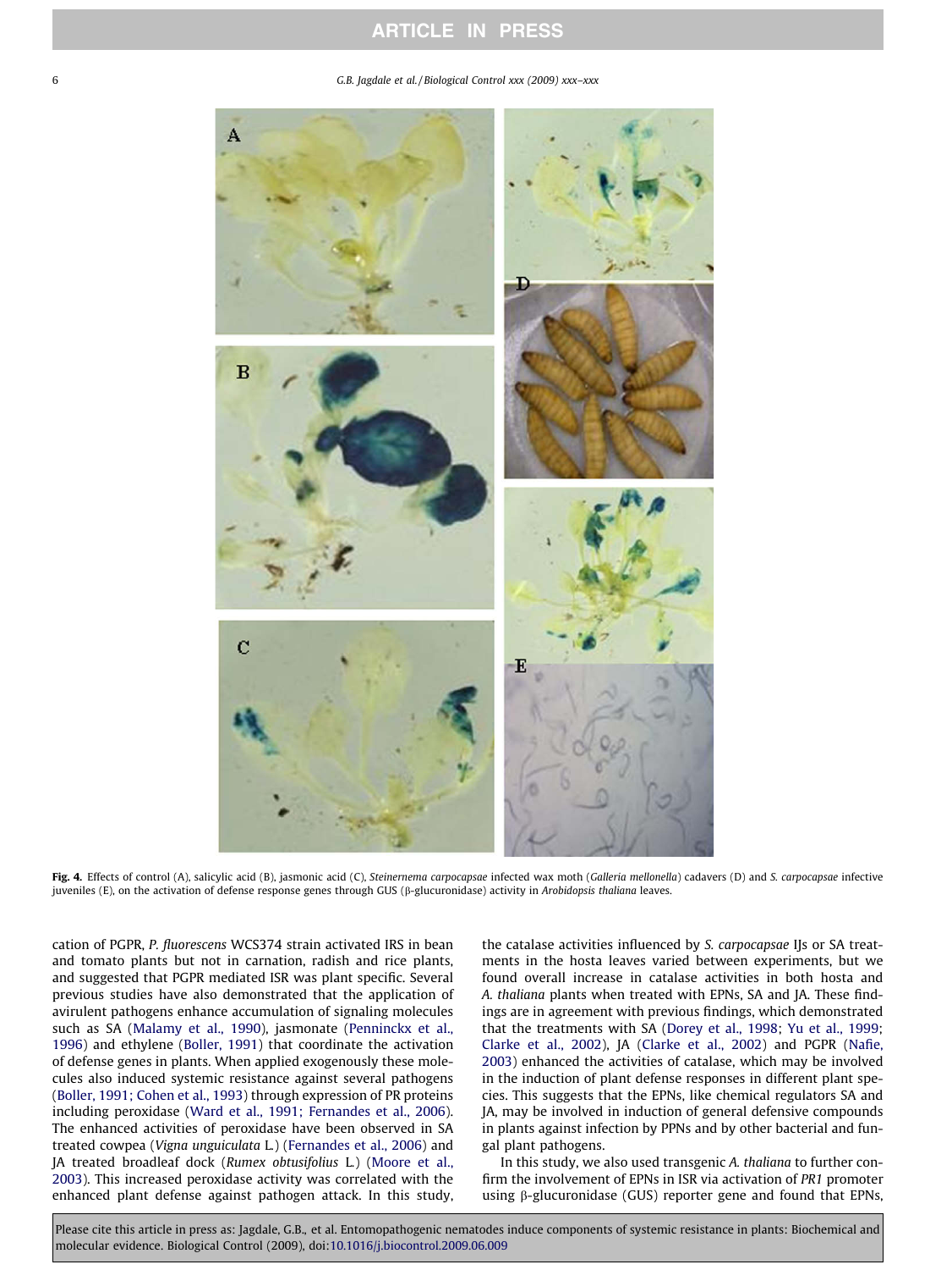Fig. 4. Effects of control (A), salicylic acid (B), jasmonic acid (C), *Steinernema carpocapsae* infected wax moth (*Galleria mellonella*) cadavers (D) and *S. carpocapsae* infective juveniles (E), on the activation of defense response genes through GUS (β-glucuronidase) activity in *Arobidopsis thaliana* leaves.

cation of PGPR, *P. fluorescens* WCS374 strain activated IRS in bean and tomato plants but not in carnation, radish and rice plants, and suggested that PGPR mediated ISR was plant specific. Several previous studies have also demonstrated that the application of avirulent pathogens enhance accumulation of signaling molecules such as SA (Malamy et al., 1990), jasmonate (Penninckx et al., 1996) and ethylene (Boller, 1991) that coordinate the activation of defense genes in plants. When applied exogenously these molecules also induced systemic resistance against several pathogens (Boller, 1991; Cohen et al., 1993) through expression of PR proteins including peroxidase (Ward et al., 1991; Fernandes et al., 2006). The enhanced activities of peroxidase have been observed in SA treated cowpea (*Vigna unguiculata* L.) (Fernandes et al., 2006) and JA treated broadleaf dock (*Rumex obtusifolius* L.) (Moore et al., 2003). This increased peroxidase activity was correlated with the enhanced plant defense against pathogen attack. In this study, the catalase activities influenced by *S. carpocapsae* IJs or SA treatments in the hosta leaves varied between experiments, but we found overall increase in catalase activities in both hosta and *A. thaliana* plants when treated with EPNs, SA and JA. These findings are in agreement with previous findings, which demonstrated that the treatments with SA (Dorey et al., 1998; Yu et al., 1999; Clarke et al., 2002), JA (Clarke et al., 2002) and PGPR (Nafie, 2003) enhanced the activities of catalase, which may be involved in the induction of plant defense responses in different plant species. This suggests that the EPNs, like chemical regulators SA and JA, may be involved in induction of general defensive compounds in plants against infection by PPNs and by other bacterial and fungal plant pathogens.

In this study, we also used transgenic *A. thaliana* to further confirm the involvement of EPNs in ISR via activation of *PR1* promoter using β-glucuronidase (GUS) reporter gene and found that EPNs,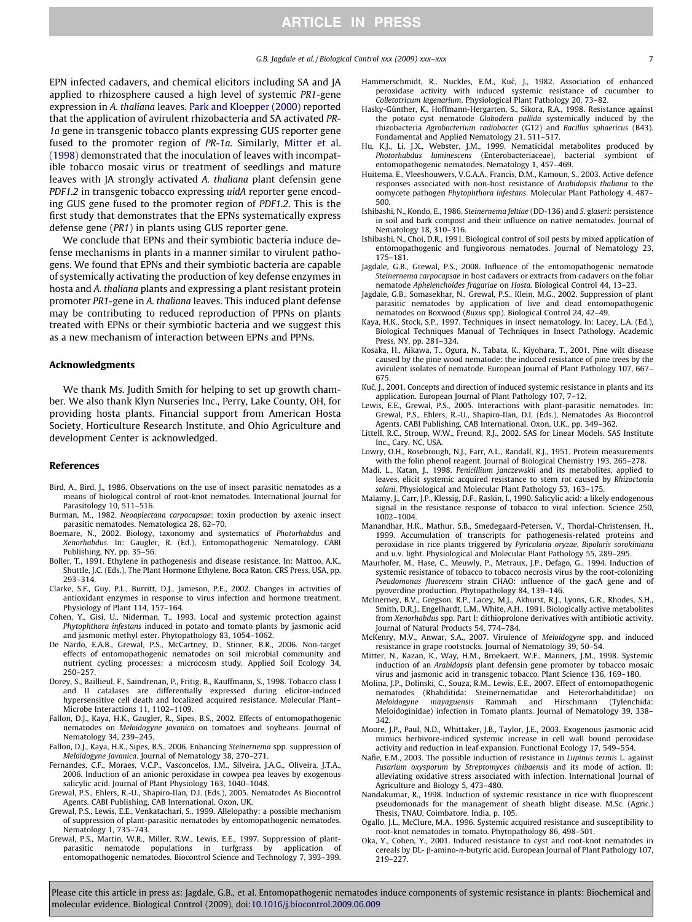EPN infected cadavers, and chemical elicitors including SA and JA applied to rhizosphere caused a high level of systemic *PR1*-gene expression in *A. thaliana* leaves. Park and Kloepper (2000) reported that the application of avirulent rhizobacteria and SA activated *PR-1a* gene in transgenic tobacco plants expressing GUS reporter gene fused to the promoter region of *PR-1a*. Similarly, Mitter et al. (1998) demonstrated that the inoculation of leaves with incompatible tobacco mosaic virus or treatment of seedlings and mature leaves with JA strongly activated *A. thaliana* plant defensin gene *PDF1.2* in transgenic tobacco expressing *uidA* reporter gene encoding GUS gene fused to the promoter region of *PDF1.2*. This is the first study that demonstrates that the EPNs systematically express defense gene (*PR1*) in plants using GUS reporter gene.

We conclude that EPNs and their symbiotic bacteria induce defense mechanisms in plants in a manner similar to virulent pathogens. We found that EPNs and their symbiotic bacteria are capable of systemically activating the production of key defense enzymes in hosta and *A. thaliana* plants and expressing a plant resistant protein promoter *PR1*-gene in *A. thaliana* leaves. This induced plant defense may be contributing to reduced reproduction of PPNs on plants treated with EPNs or their symbiotic bacteria and we suggest this as a new mechanism of interaction between EPNs and PPNs.

## Acknowledgments

We thank Ms. Judith Smith for helping to set up growth chamber. We also thank Klyn Nurseries Inc., Perry, Lake County, OH, for providing hosta plants. Financial support from American Hosta Society, Horticulture Research Institute, and Ohio Agriculture and development Center is acknowledged.

## References

Bird, A., Bird, J., 1986. Observations on the use of insect parasitic nematodes as a means of biological control of root-knot nematodes. International Journal for Parasitology 10, 511–516.

Burman, M., 1982. *Neoaplectana carpocapsae*: toxin production by axenic insect parasitic nematodes. Nematologica 28, 62–70.

Boemare, N., 2002. Biology, taxonomy and systematics of *Photorhabdus* and *Xenorhabdus*. In: Gaugler, R. (Ed.), Entomopathogenic Nematology. CABI Publishing, NY, pp. 35–56.

Boller, T., 1991. Ethylene in pathogenesis and disease resistance. In: Mattoo, A.K., Shuttle, J.C. (Eds.), The Plant Hormone Ethylene. Boca Raton, CRS Press, USA, pp. 293–314.

Clarke, S.F., Guy, P.L., Burritt, D.J., Jameson, P.E., 2002. Changes in activities of antioxidant enzymes in response to virus infection and hormone treatment. Physiology of Plant 114, 157–164.

Cohen, Y., Gisi, U., Niderman, T., 1993. Local and systemic protection against *Phytophthora infestans* induced in potato and tomato plants by jasmonic acid and jasmonic methyl ester. Phytopathology 83, 1054–1062.

De Nardo, E.A.B., Grewal, P.S., McCartney, D., Stinner, B.R., 2006. Non-target effects of entomopathogenic nematodes on soil microbial community and nutrient cycling processes: a microcosm study. Applied Soil Ecology 34, 250–257.

Dorey, S., Baillieul, F., Saindrenan, P., Fritig, B., Kauffmann, S., 1998. Tobacco class I and II catalases are differentially expressed during elicitor-induced hypersensitive cell death and localized acquired resistance. Molecular Plant–Microbe Interactions 11, 1102–1109.

Fallon, D.J., Kaya, H.K., Gaugler, R., Sipes, B.S., 2002. Effects of entomopathogenic nematodes on *Meloidogyne javanica* on tomatoes and soybeans. Journal of Nematology 34, 239–245.

Fallon, D.J., Kaya, H.K., Sipes, B.S., 2006. Enhancing *Steinernema* spp. suppression of *Meloidogyne javanica*. Journal of Nematology 38, 270–271.

Fernandes, C.F., Moraes, V.C.P., Vasconcelos, I.M., Silveira, J.A.G., Oliveira, J.T.A., 2006. Induction of an anionic peroxidase in cowpea pea leaves by exogenous salicylic acid. Journal of Plant Physiology 163, 1040–1048.

Grewal, P.S., Ehlers, R.-U., Shapiro-Ilan, D.I. (Eds.), 2005. Nematodes As Biocontrol Agents. CABI Publishing, CAB International, Oxon, UK.

Grewal, P.S., Lewis, E.E., Venkatachari, S., 1999. Allelopathy: a possible mechanism of suppression of plant-parasitic nematodes by entomopathogenic nematodes. Nematology 1, 735–743.

Grewal, P.S., Martin, W.R., Miller, R.W., Lewis, E.E., 1997. Suppression of plant-parasitic nematode populations in turfgrass by application of entomopathogenic nematodes. Biocontrol Science and Technology 7, 393–399.

Hammerschmidt, R., Nuckles, E.M., Kuć, J., 1982. Association of enhanced peroxidase activity with induced systemic resistance of cucumber to *Colletotricum lagenarium*. Physiological Plant Pathology 20, 73–82.

Hasky-Günther, K., Hoffmann-Hergarten, S., Sikora, R.A., 1998. Resistance against the potato cyst nematode *Globodera pallida* systemically induced by the rhizobacteria *Agrobacterium radiobacter* (G12) and *Bacillus sphaericus* (B43). Fundamental and Applied Nematology 21, 511–517.

Hu, K.J., Li, J.X., Webster, J.M., 1999. Nematicidal metabolites produced by *Photorhabdus luminescens* (Enterobacteriaceae), bacterial symbiont of entomopathogenic nematodes. Nematology 1, 457–469.

Huitema, E., Vleeshouwers, V.G.A.A., Francis, D.M., Kamoun, S., 2003. Active defence responses associated with non-host resistance of *Arabidopsis thaliana* to the oomycete pathogen *Phytophthora infestans*. Molecular Plant Pathology 4, 487–500.

Ishibashi, N., Kondo, E., 1986. *Steinernema feltiae* (DD-136) and *S. glaseri*: persistence in soil and bark compost and their influence on native nematodes. Journal of Nematology 18, 310–316.

Ishibashi, N., Choi, D.R., 1991. Biological control of soil pests by mixed application of entomopathogenic and fungivorous nematodes. Journal of Nematology 23, 175–181.

Jagdale, G.B., Grewal, P.S., 2008. Influence of the entomopathogenic nematode *Steinernema carpocapsae* in host cadavers or extracts from cadavers on the foliar nematode *Aphelenchoides fragariae* on *Hosta*. Biological Control 44, 13–23.

Jagdale, G.B., Somasekhar, N., Grewal, P.S., Klein, M.G., 2002. Suppression of plant parasitic nematodes by application of live and dead entomopathogenic nematodes on Boxwood (*Buxus* spp). Biological Control 24, 42–49.

Kaya, H.K., Stock, S.P., 1997. Techniques in insect nematology. In: Lacey, L.A. (Ed.), Biological Techniques Manual of Techniques in Insect Pathology. Academic Press, NY, pp. 281–324.

Kosaka, H., Aikawa, T., Ogura, N., Tabata, K., Kiyohara, T., 2001. Pine wilt disease caused by the pine wood nematode: the induced resistance of pine trees by the avirulent isolates of nematode. European Journal of Plant Pathology 107, 667–675.

Kuć, J., 2001. Concepts and direction of induced systemic resistance in plants and its application. European Journal of Plant Pathology 107, 7–12.

Lewis, E.E., Grewal, P.S., 2005. Interactions with plant-parasitic nematodes. In: Grewal, P.S., Ehlers, R.-U., Shapiro-Ilan, D.I. (Eds.), Nematodes As Biocontrol Agents. CABI Publishing, CAB International, Oxon, U.K., pp. 349–362.

Littell, R.C., Stroup, W.W., Freund, R.J., 2002. SAS for Linear Models. SAS Institute Inc., Cary, NC, USA.

Lowry, O.H., Rosebrough, N.J., Farr, A.L., Randall, R.J., 1951. Protein measurements with the folin phenol reagent. Journal of Biological Chemistry 193, 265–278.

Madi, L., Katan, J., 1998. *Penicillium janczewskii* and its metabolites, applied to leaves, elicit systemic acquired resistance to stem rot caused by *Rhizoctonia solani*. Physiological and Molecular Plant Pathology 53, 163–175.

Malamy, J., Carr, J.P., Klessig, D.F., Raskin, I., 1990. Salicylic acid: a likely endogenous signal in the resistance response of tobacco to viral infection. Science 250, 1002–1004.

Manandhar, H.K., Mathur, S.B., Smedegaard-Petersen, V., Thordal-Christensen, H., 1999. Accumulation of transcripts for pathogenesis-related proteins and peroxidase in rice plants triggered by *Pyricularia oryzae*, *Bipolaris sorokiniana* and u.v. light. Physiological and Molecular Plant Pathology 55, 289–295.

Maurhofer, M., Hase, C., Meuwly, P., Metraux, J.P., Defago, G., 1994. Induction of systemic resistance of tobacco to tobacco necrosis virus by the root-colonizing *Pseudomonas fluorescens* strain CHAO: influence of the gacA gene and of pyoverdine production. Phytopathology 84, 139–146.

McInerney, B.V., Gregson, R.P., Lacey, M.J., Akhurst, R.J., Lyons, G.R., Rhodes, S.H., Smith, D.R.J., Engelhardt, L.M., White, A.H., 1991. Biologically active metabolites from *Xenorhabdus* spp. Part I: dithioprolone derivatives with antibiotic activity. Journal of Natural Products 54, 774–784.

McKenry, M.V., Anwar, S.A., 2007. Virulence of *Meloidogyne* spp. and induced resistance in grape rootstocks. Journal of Nematology 39, 50–54.

Mitter, N., Kazan, K., Way, H.M., Broekaert, W.F., Manners, J.M., 1998. Systemic induction of an *Arabidopsis* plant defensin gene promoter by tobacco mosaic virus and jasmonic acid in transgenic tobacco. Plant Science 136, 169–180.

Molina, J.P., Dolinski, C., Souza, R.M., Lewis, E.E., 2007. Effect of entomopathogenic nematodes (Rhabditida: Steinernematidae and Heterorhabditidae) on *Meloidogyne mayaguensis* Rammah and Hirschmann (Tylenchida: Meloidoginidae) infection in Tomato plants. Journal of Nematology 39, 338–342.

Moore, J.P., Paul, N.D., Whittaker, J.B., Taylor, J.E., 2003. Exogenous jasmonic acid mimics herbivore-indiced systemic increase in cell wall bound peroxidase activity and reduction in leaf expansion. Functional Ecology 17, 549–554.

Nafie, E.M., 2003. The possible induction of resistance in *Lupinus termis* L. against *Fusarium oxysporum* by *Streptomyces chibaensis* and its mode of action. II: alleviating oxidative stress associated with infection. International Journal of Agriculture and Biology 5, 473–480.

Nandakumar, R., 1998. Induction of systemic resistance in rice with fluoprescent pseudomonads for the management of sheath blight disease. M.Sc. (Agric.) Thesis, TNAU, Coimbatore, India, p. 105.

Ogallo, J.L., McClure, M.A., 1996. Systemic acquired resistance and susceptibility to root-knot nematodes in tomato. Phytopathology 86, 498–501.

Oka, Y., Cohen, Y., 2001. Induced resistance to cyst and root-knot nematodes in cereals by DL- β-amino-*n*-butyric acid. European Journal of Plant Pathology 107, 219–227.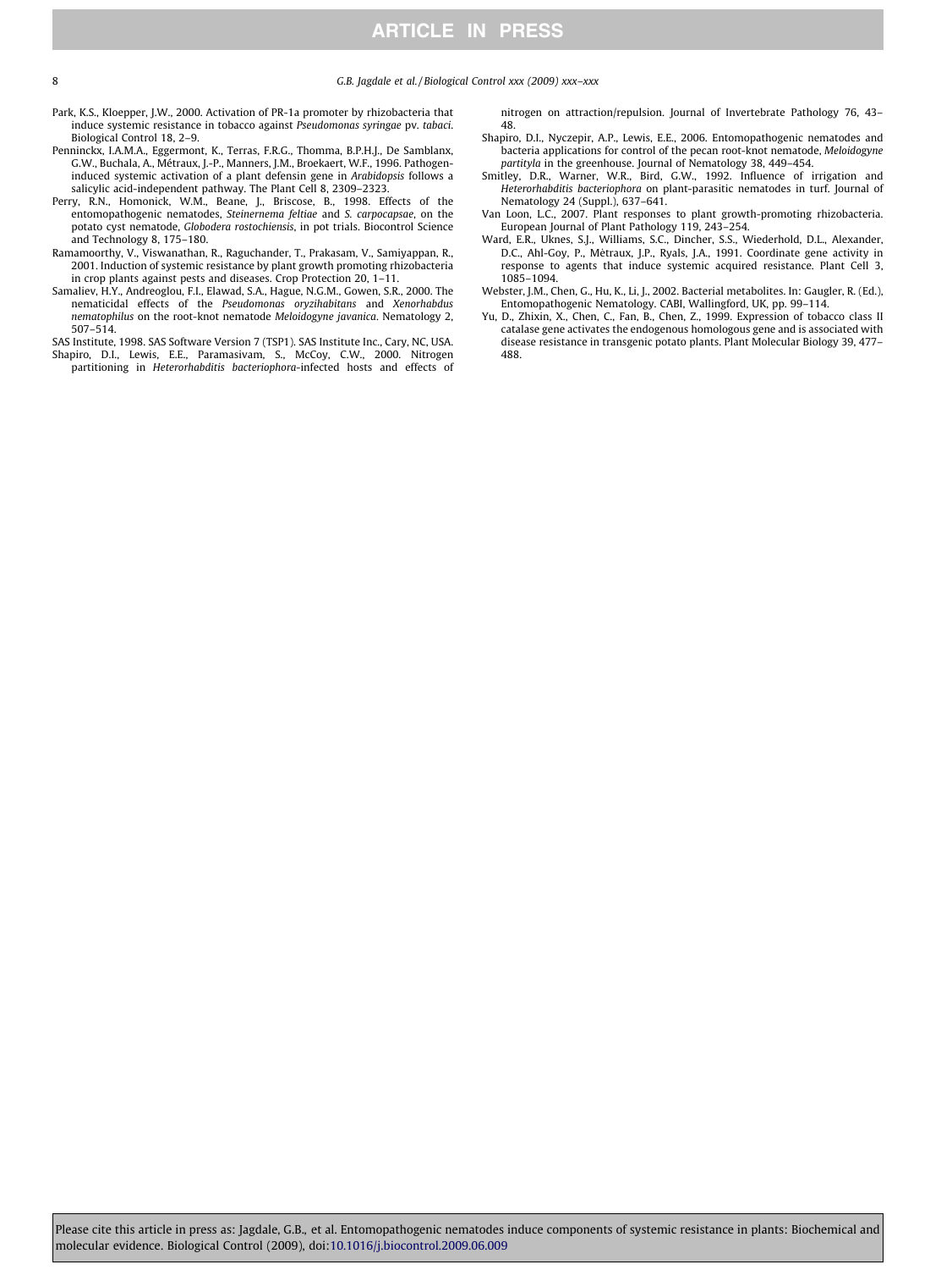Park, K.S., Kloepper, J.W., 2000. Activation of PR-1a promoter by rhizobacteria that induce systemic resistance in tobacco against *Pseudomonas syringae* pv. *tabaci*. Biological Control 18, 2–9.

Penninckx, I.A.M.A., Eggermont, K., Terras, F.R.G., Thomma, B.P.H.J., De Samblanx, G.W., Buchala, A., Métraux, J.-P., Manners, J.M., Broekaert, W.F., 1996. Pathogen-induced systemic activation of a plant defensin gene in *Arabidopsis* follows a salicylic acid-independent pathway. The Plant Cell 8, 2309–2323.

Perry, R.N., Homonick, W.M., Beane, J., Briscose, B., 1998. Effects of the entomopathogenic nematodes, *Steinernema feltiae* and *S. carpocapsae*, on the potato cyst nematode, *Globodera rostochiensis*, in pot trials. Biocontrol Science and Technology 8, 175–180.

Ramamoorthy, V., Viswanathan, R., Raguchander, T., Prakasam, V., Samiyappan, R., 2001. Induction of systemic resistance by plant growth promoting rhizobacteria in crop plants against pests and diseases. Crop Protection 20, 1–11.

Samaliev, H.Y., Andreoglou, F.I., Elawad, S.A., Hague, N.G.M., Gowen, S.R., 2000. The nematicidal effects of the *Pseudomonas oryzihabitans* and *Xenorhabdus nematophilus* on the root-knot nematode *Meloidogyne javanica*. Nematology 2, 507–514.

SAS Institute, 1998. SAS Software Version 7 (TSP1). SAS Institute Inc., Cary, NC, USA.

Shapiro, D.I., Lewis, E.E., Paramasivam, S., McCoy, C.W., 2000. Nitrogen partitioning in *Heterorhabditis bacteriophora*-infected hosts and effects of nitrogen on attraction/repulsion. Journal of Invertebrate Pathology 76, 43–48.

Shapiro, D.I., Nyczepir, A.P., Lewis, E.E., 2006. Entomopathogenic nematodes and bacteria applications for control of the pecan root-knot nematode, *Meloidogyne partityla* in the greenhouse. Journal of Nematology 38, 449–454.

Smitley, D.R., Warner, W.R., Bird, G.W., 1992. Influence of irrigation and *Heterorhabditis bacteriophora* on plant-parasitic nematodes in turf. Journal of Nematology 24 (Suppl.), 637–641.

Van Loon, L.C., 2007. Plant responses to plant growth-promoting rhizobacteria. European Journal of Plant Pathology 119, 243–254.

Ward, E.R., Uknes, S.J., Williams, S.C., Dincher, S.S., Wiederhold, D.L., Alexander, D.C., Ahl-Goy, P., Mètraux, J.P., Ryals, J.A., 1991. Coordinate gene activity in response to agents that induce systemic acquired resistance. Plant Cell 3, 1085–1094.

Webster, J.M., Chen, G., Hu, K., Li, J., 2002. Bacterial metabolites. In: Gaugler, R. (Ed.), Entomopathogenic Nematology. CABI, Wallingford, UK, pp. 99–114.

Yu, D., Zhixin, X., Chen, C., Fan, B., Chen, Z., 1999. Expression of tobacco class II catalase gene activates the endogenous homologous gene and is associated with disease resistance in transgenic potato plants. Plant Molecular Biology 39, 477–488.